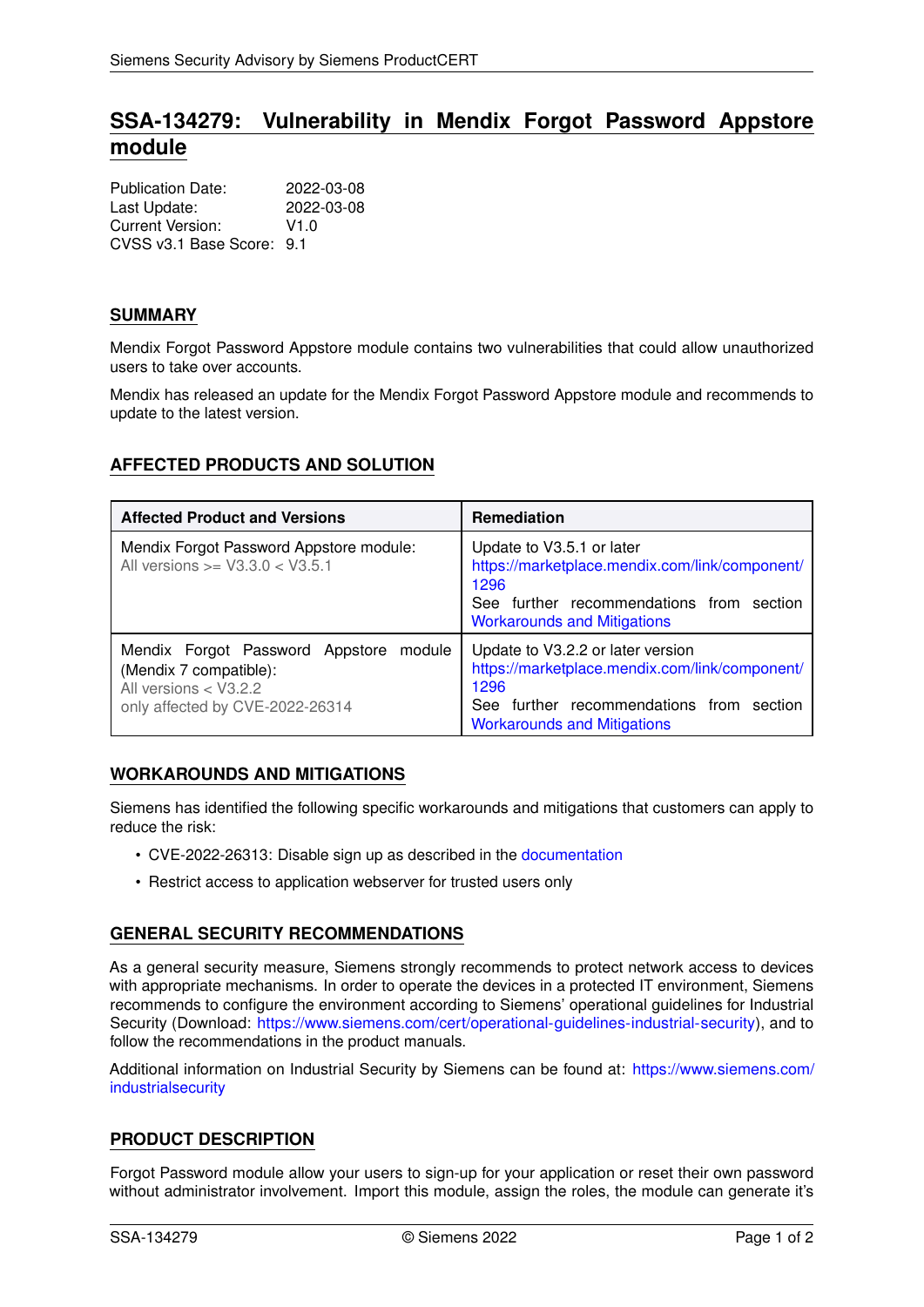# SSA-134279: Vulnerability in Mendix Forgot Password Appstore module

Publication Date: 2022-03-08
Last Update: 2022-03-08
Current Version: V1.0
CVSS v3.1 Base Score: 9.1

## SUMMARY

Mendix Forgot Password Appstore module contains two vulnerabilities that could allow unauthorized users to take over accounts.

Mendix has released an update for the Mendix Forgot Password Appstore module and recommends to update to the latest version.

## AFFECTED PRODUCTS AND SOLUTION

| Affected Product and Versions | Remediation |
|---|---|
| Mendix Forgot Password Appstore module: All versions >= V3.3.0 < V3.5.1 | Update to V3.5.1 or later https://marketplace.mendix.com/link/component/1296 See further recommendations from section Workarounds and Mitigations |
| Mendix Forgot Password Appstore module (Mendix 7 compatible): All versions < V3.2.2 only affected by CVE-2022-26314 | Update to V3.2.2 or later version https://marketplace.mendix.com/link/component/1296 See further recommendations from section Workarounds and Mitigations |

## WORKAROUNDS AND MITIGATIONS

Siemens has identified the following specific workarounds and mitigations that customers can apply to reduce the risk:

- CVE-2022-26313: Disable sign up as described in the documentation
- Restrict access to application webserver for trusted users only

## GENERAL SECURITY RECOMMENDATIONS

As a general security measure, Siemens strongly recommends to protect network access to devices with appropriate mechanisms. In order to operate the devices in a protected IT environment, Siemens recommends to configure the environment according to Siemens' operational guidelines for Industrial Security (Download: https://www.siemens.com/cert/operational-guidelines-industrial-security), and to follow the recommendations in the product manuals.

Additional information on Industrial Security by Siemens can be found at: https://www.siemens.com/industrialsecurity

## PRODUCT DESCRIPTION

Forgot Password module allow your users to sign-up for your application or reset their own password without administrator involvement. Import this module, assign the roles, the module can generate it's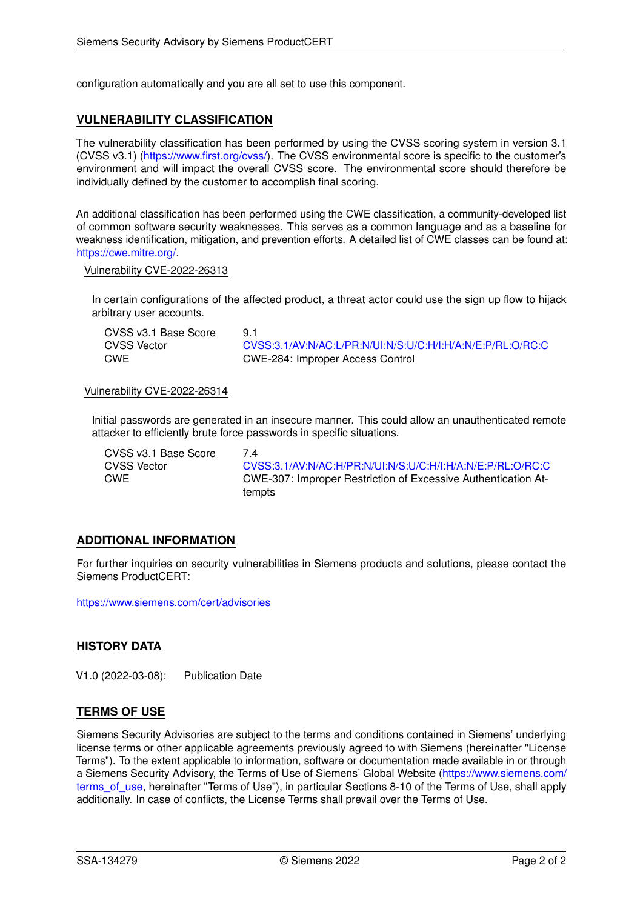configuration automatically and you are all set to use this component.

## VULNERABILITY CLASSIFICATION

The vulnerability classification has been performed by using the CVSS scoring system in version 3.1 (CVSS v3.1) (https://www.first.org/cvss/). The CVSS environmental score is specific to the customer's environment and will impact the overall CVSS score. The environmental score should therefore be individually defined by the customer to accomplish final scoring.

An additional classification has been performed using the CWE classification, a community-developed list of common software security weaknesses. This serves as a common language and as a baseline for weakness identification, mitigation, and prevention efforts. A detailed list of CWE classes can be found at: https://cwe.mitre.org/.

### Vulnerability CVE-2022-26313

In certain configurations of the affected product, a threat actor could use the sign up flow to hijack arbitrary user accounts.

| | |
|---|---|
| CVSS v3.1 Base Score | 9.1 |
| CVSS Vector | CVSS:3.1/AV:N/AC:L/PR:N/UI:N/S:U/C:H/I:H/A:N/E:P/RL:O/RC:C |
| CWE | CWE-284: Improper Access Control |

### Vulnerability CVE-2022-26314

Initial passwords are generated in an insecure manner. This could allow an unauthenticated remote attacker to efficiently brute force passwords in specific situations.

| | |
|---|---|
| CVSS v3.1 Base Score | 7.4 |
| CVSS Vector | CVSS:3.1/AV:N/AC:H/PR:N/UI:N/S:U/C:H/I:H/A:N/E:P/RL:O/RC:C |
| CWE | CWE-307: Improper Restriction of Excessive Authentication Attempts |

## ADDITIONAL INFORMATION

For further inquiries on security vulnerabilities in Siemens products and solutions, please contact the Siemens ProductCERT:

https://www.siemens.com/cert/advisories

## HISTORY DATA

V1.0 (2022-03-08): Publication Date

## TERMS OF USE

Siemens Security Advisories are subject to the terms and conditions contained in Siemens' underlying license terms or other applicable agreements previously agreed to with Siemens (hereinafter "License Terms"). To the extent applicable to information, software or documentation made available in or through a Siemens Security Advisory, the Terms of Use of Siemens' Global Website (https://www.siemens.com/terms_of_use, hereinafter "Terms of Use"), in particular Sections 8-10 of the Terms of Use, shall apply additionally. In case of conflicts, the License Terms shall prevail over the Terms of Use.